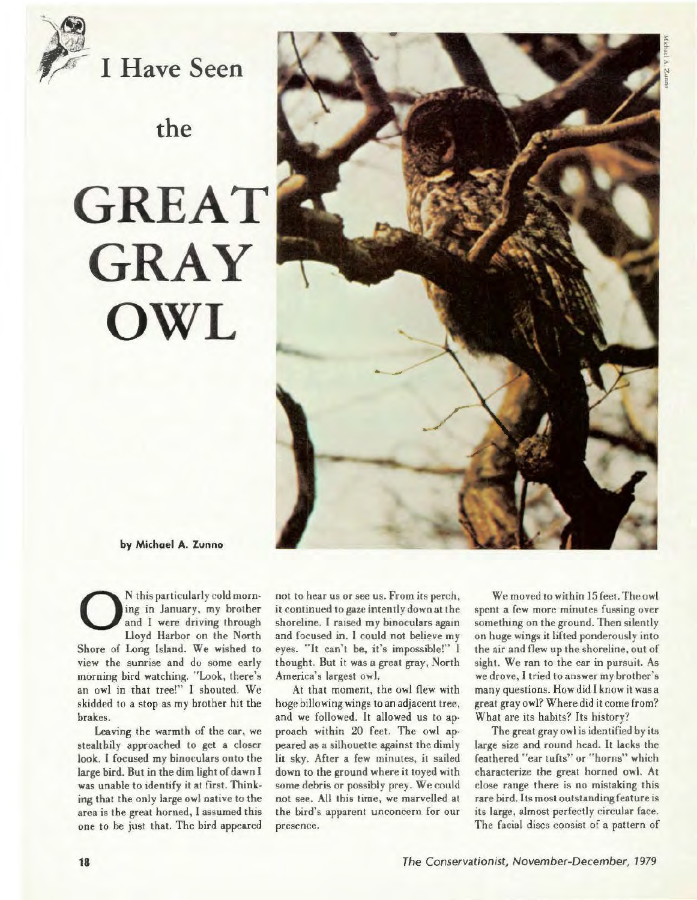# I Have Seen the GREAT GRAY OWL

**by Michael A. Zunno**

ON this particularly cold morning in January, my brother and I were driving through Lloyd Harbor on the North Shore of Long Island. We wished to view the sunrise and do some early morning bird watching. "Look, there's an owl in that tree!" I shouted. We skidded to a stop as my brother hit the brakes.

Leaving the warmth of the car, we stealthily approached to get a closer look. I focused my binoculars onto the large bird. But in the dim light of dawn I was unable to identify it at first. Thinking that the only large owl native to the area is the great horned, I assumed this one to be just that. The bird appeared not to hear us or see us. From its perch, it continued to gaze intently down at the shoreline. I raised my binoculars again and focused in. I could not believe my eyes. "It can't be, it's impossible!" I thought. But it was a great gray, North America's largest owl.

At that moment, the owl flew with hoge billowing wings to an adjacent tree, and we followed. It allowed us to approach within 20 feet. The owl appeared as a silhouette against the dimly lit sky. After a few minutes, it sailed down to the ground where it toyed with some debris or possibly prey. We could not see. All this time, we marvelled at the bird's apparent unconcern for our presence.

We moved to within 15 feet. The owl spent a few more minutes fussing over something on the ground. Then silently on huge wings it lifted ponderously into the air and flew up the shoreline, out of sight. We ran to the car in pursuit. As we drove, I tried to answer my brother's many questions. How did I know it was a great gray owl? Where did it come from? What are its habits? Its history?

The great gray owl is identified by its large size and round head. It lacks the feathered "ear tufts" or "horns" which characterize the great horned owl. At close range there is no mistaking this rare bird. Its most outstanding feature is its large, almost perfectly circular face. The facial discs consist of a pattern of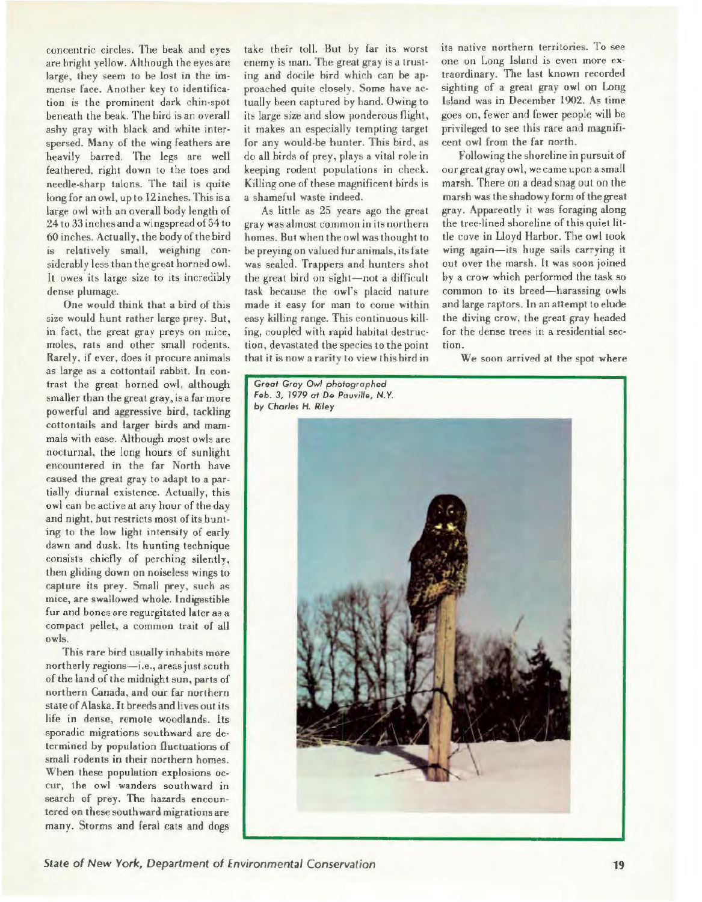concentric circles. The beak and eyes are bright yellow. Although the eyes are large, they seem to be lost in the immense face. Another key to identification is the prominent dark chin-spot beneath the beak. The bird is an overall ashy gray with black and white interspersed. Many of the wing feathers are heavily barred. The legs are well feathered, right down to the toes and needle-sharp talons. The tail is quite long for an owl, up to 12 inches. This is a large owl with an overall body length of 24 to 33 inches and a wingspread of 54 to 60 inches. Actually, the body of the bird is relatively small, weighing considerably less than the great horned owl. It owes its large size to its incredibly dense plumage.

One would think that a bird of this size would hunt rather large prey. But, in fact, the great gray preys on mice, moles, rats and other small rodents. Rarely, if ever, does it procure animals as large as a cottontail rabbit. In contrast the great horned owl, although smaller than the great gray, is a far more powerful and aggressive bird, tackling cottontails and larger birds and mammals with ease. Although most owls are nocturnal, the long hours of sunlight encountered in the far North have caused the great gray to adapt to a partially diurnal existence. Actually, this owl can be active at any hour of the day and night, but restricts most of its hunting to the low light intensity of early dawn and dusk. Its hunting technique consists chiefly of perching silently, then gliding down on noiseless wings to capture its prey. Small prey, such as mice, are swallowed whole. Indigestible fur and bones are regurgitated later as a compact pellet, a common trait of all owls.

This rare bird usually inhabits more northerly regions—i.e., areas just south of the land of the midnight sun, parts of northern Canada, and our far northern state of Alaska. It breeds and lives out its life in dense, remote woodlands. Its sporadic migrations southward are determined by population fluctuations of small rodents in their northern homes. When these population explosions occur, the owl wanders southward in search of prey. The hazards encountered on these southward migrations are many. Storms and feral cats and dogs take their toll. But by far its worst enemy is man. The great gray is a trusting and docile bird which can be approached quite closely. Some have actually been captured by hand. Owing to its large size and slow ponderous flight, it makes an especially tempting target for any would-be hunter. This bird, as do all birds of prey, plays a vital role in keeping rodent populations in check. Killing one of these magnificent birds is a shameful waste indeed.

As little as 25 years ago the great gray was almost common in its northern homes. But when the owl was thought to be preying on valued fur animals, its fate was sealed. Trappers and hunters shot the great bird on sight—not a difficult task because the owl's placid nature made it easy for man to come within easy killing range. This continuous killing, coupled with rapid habitat destruction, devastated the species to the point that it is now a rarity to view this bird in its native northern territories. To see one on Long Island is even more extraordinary. The last known recorded sighting of a great gray owl on Long Island was in December 1902. As time goes on, fewer and fewer people will be privileged to see this rare and magnificent owl from the far north.

Following the shoreline in pursuit of our great gray owl, we came upon a small marsh. There on a dead snag out on the marsh was the shadowy form of the great gray. Apparently it was foraging along the tree-lined shoreline of this quiet little cove in Lloyd Harbor. The owl took wing again—its huge sails carrying it out over the marsh. It was soon joined by a crow which performed the task so common to its breed—harassing owls and large raptors. In an attempt to elude the diving crow, the great gray headed for the dense trees in a residential section.

We soon arrived at the spot where

*Great Gray Owl photographed Feb. 3, 1979 at De Pauville, N.Y. by Charles H. Riley*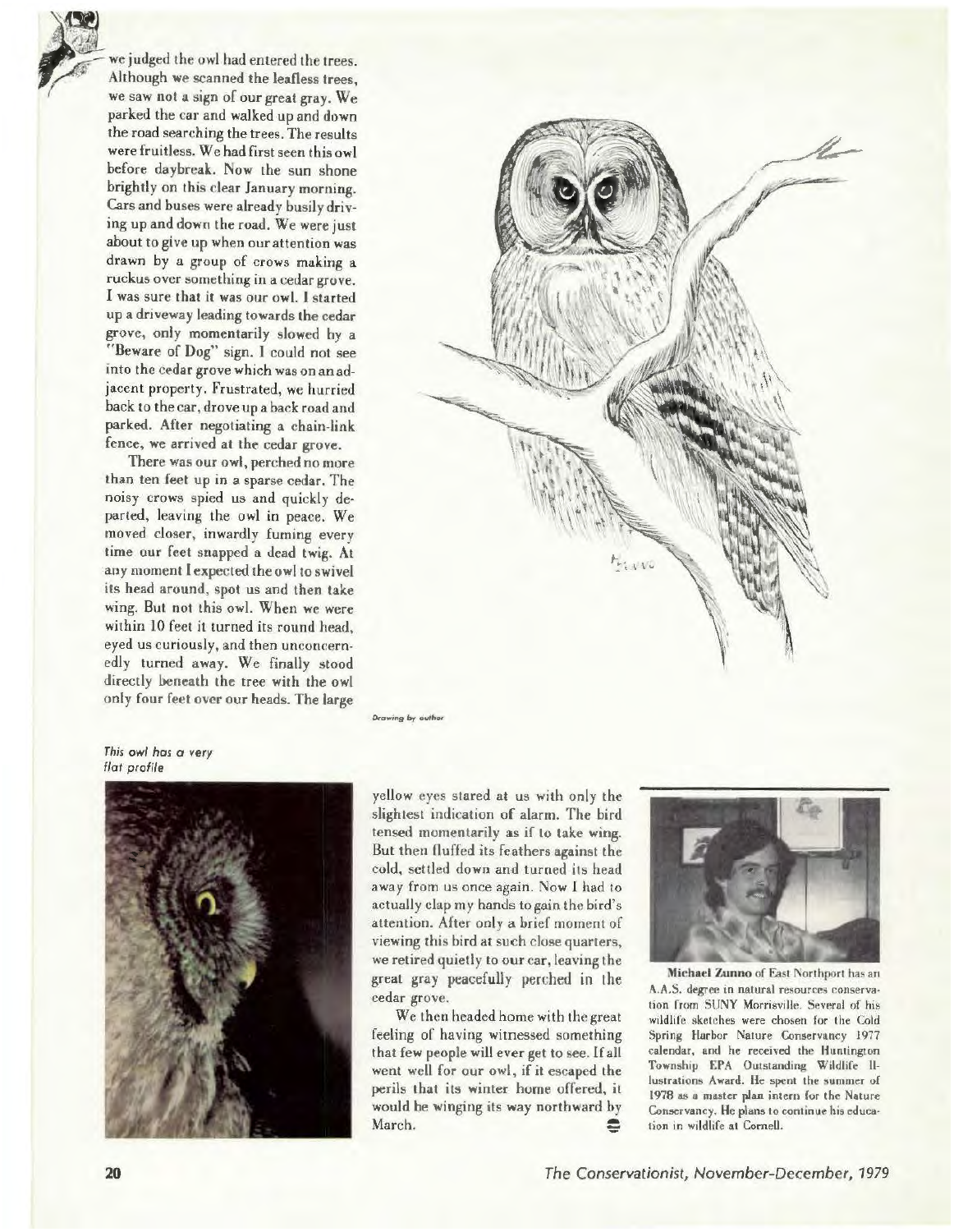we judged the owl had entered the trees. Although we scanned the leafless trees, we saw not a sign of our great gray. We parked the car and walked up and down the road searching the trees. The results were fruitless. We had first seen this owl before daybreak. Now the sun shone brightly on this clear January morning. Cars and buses were already busily driving up and down the road. We were just about to give up when our attention was drawn by a group of crows making a ruckus over something in a cedar grove. I was sure that it was our owl. I started up a driveway leading towards the cedar grove, only momentarily slowed by a "Beware of Dog" sign. I could not see into the cedar grove which was on an adjacent property. Frustrated, we hurried back to the car, drove up a back road and parked. After negotiating a chain-link fence, we arrived at the cedar grove.

There was our owl, perched no more than ten feet up in a sparse cedar. The noisy crows spied us and quickly departed, leaving the owl in peace. We moved closer, inwardly fuming every time our feet snapped a dead twig. At any moment I expected the owl to swivel its head around, spot us and then take wing. But not this owl. When we were within 10 feet it turned its round head, eyed us curiously, and then unconcernedly turned away. We finally stood directly beneath the tree with the owl only four feet over our heads. The large yellow eyes stared at us with only the slightest indication of alarm. The bird tensed momentarily as if to take wing. But then fluffed its feathers against the cold, settled down and turned its head away from us once again. Now I had to actually clap my hands to gain the bird's attention. After only a brief moment of viewing this bird at such close quarters, we retired quietly to our car, leaving the great gray peacefully perched in the cedar grove.

We then headed home with the great feeling of having witnessed something that few people will ever get to see. If all went well for our owl, if it escaped the perils that its winter home offered, it would be winging its way northward by March.

*Drawing by author*

*This owl has a very flat profile*

**Michael Zunno** of East Northport has an A.A.S. degree in natural resources conservation from SUNY Morrisville. Several of his wildlife sketches were chosen for the Cold Spring Harbor Nature Conservancy 1977 calendar, and he received the Huntington Township EPA Outstanding Wildlife Illustrations Award. He spent the summer of 1978 as a master plan intern for the Nature Conservancy. He plans to continue his education in wildlife at Cornell.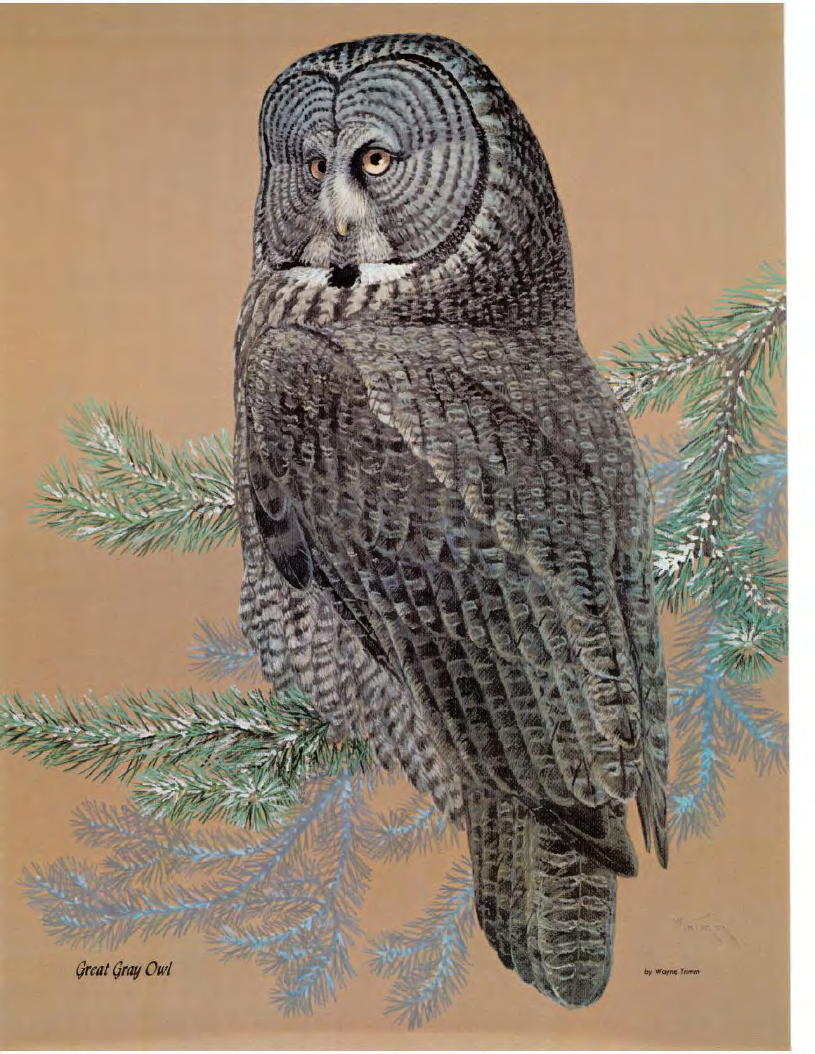*Great Gray Owl*

by Wayne Trimm